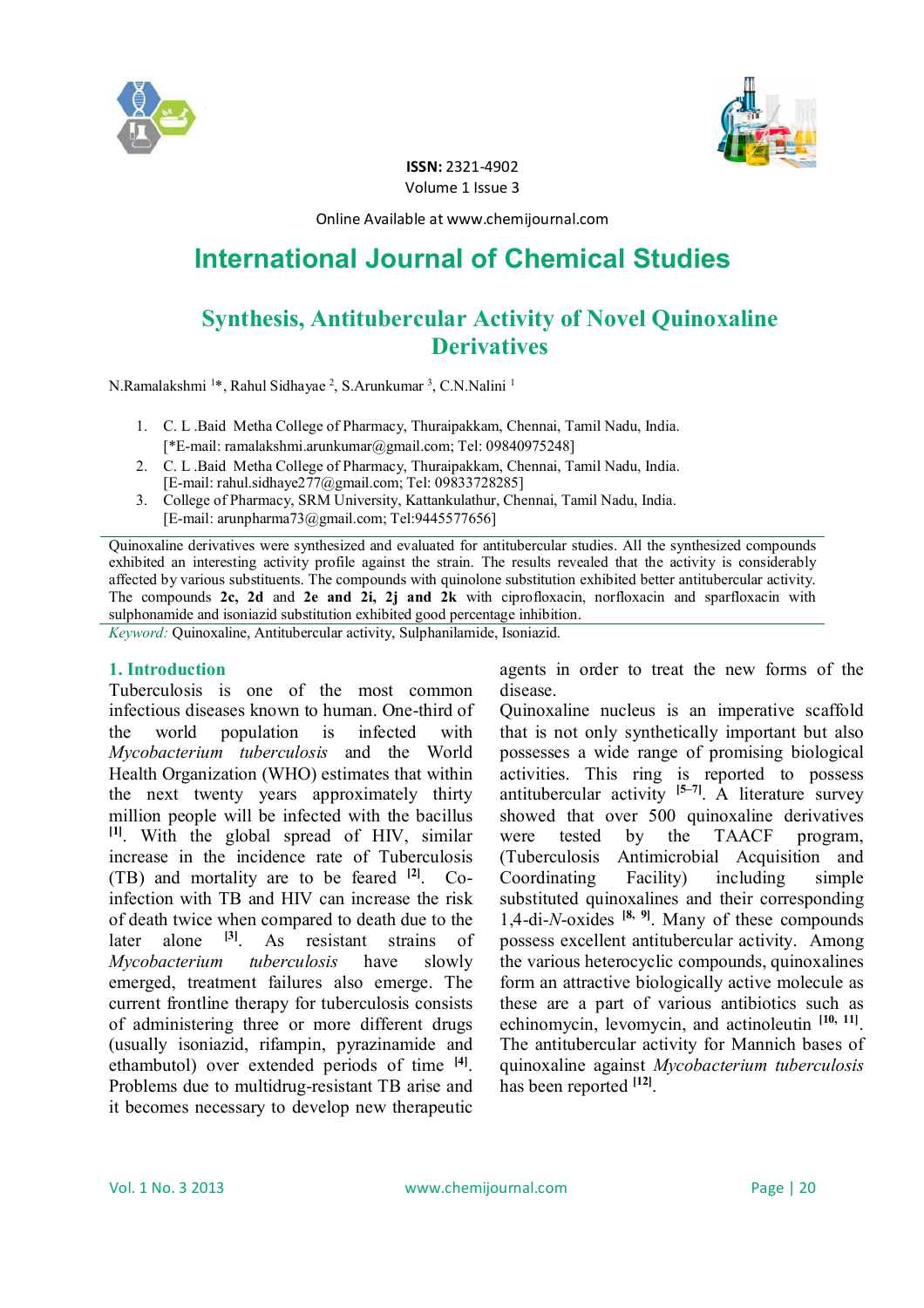ISSN: 2321-4902
Volume 1 Issue 3

Online Available at www.chemijournal.com

# International Journal of Chemical Studies

## Synthesis, Antitubercular Activity of Novel Quinoxaline Derivatives

N.Ramalakshmi [1]*, Rahul Sidhayae [2], S.Arunkumar [3], C.N.Nalini [1]

1. C. L .Baid Metha College of Pharmacy, Thuraipakkam, Chennai, Tamil Nadu, India. [*E-mail: ramalakshmi.arunkumar@gmail.com; Tel: 09840975248]
2. C. L .Baid Metha College of Pharmacy, Thuraipakkam, Chennai, Tamil Nadu, India. [E-mail: rahul.sidhaye277@gmail.com; Tel: 09833728285]
3. College of Pharmacy, SRM University, Kattankulathur, Chennai, Tamil Nadu, India. [E-mail: arunpharma73@gmail.com; Tel:9445577656]

Quinoxaline derivatives were synthesized and evaluated for antitubercular studies. All the synthesized compounds exhibited an interesting activity profile against the strain. The results revealed that the activity is considerably affected by various substituents. The compounds with quinolone substitution exhibited better antitubercular activity. The compounds **2c, 2d** and **2e and 2i, 2j and 2k** with ciprofloxacin, norfloxacin and sparfloxacin with sulphonamide and isoniazid substitution exhibited good percentage inhibition.

*Keyword:* Quinoxaline, Antitubercular activity, Sulphanilamide, Isoniazid.

## 1. Introduction

Tuberculosis is one of the most common infectious diseases known to human. One-third of the world population is infected with *Mycobacterium tuberculosis* and the World Health Organization (WHO) estimates that within the next twenty years approximately thirty million people will be infected with the bacillus [1]. With the global spread of HIV, similar increase in the incidence rate of Tuberculosis (TB) and mortality are to be feared [2]. Co-infection with TB and HIV can increase the risk of death twice when compared to death due to the later alone [3]. As resistant strains of *Mycobacterium tuberculosis* have slowly emerged, treatment failures also emerge. The current frontline therapy for tuberculosis consists of administering three or more different drugs (usually isoniazid, rifampin, pyrazinamide and ethambutol) over extended periods of time [4]. Problems due to multidrug-resistant TB arise and it becomes necessary to develop new therapeutic agents in order to treat the new forms of the disease.

Quinoxaline nucleus is an imperative scaffold that is not only synthetically important but also possesses a wide range of promising biological activities. This ring is reported to possess antitubercular activity [5–7]. A literature survey showed that over 500 quinoxaline derivatives were tested by the TAACF program, (Tuberculosis Antimicrobial Acquisition and Coordinating Facility) including simple substituted quinoxalines and their corresponding 1,4-di-*N*-oxides [8, 9]. Many of these compounds possess excellent antitubercular activity. Among the various heterocyclic compounds, quinoxalines form an attractive biologically active molecule as these are a part of various antibiotics such as echinomycin, levomycin, and actinoleutin [10, 11]. The antitubercular activity for Mannich bases of quinoxaline against *Mycobacterium tuberculosis* has been reported [12].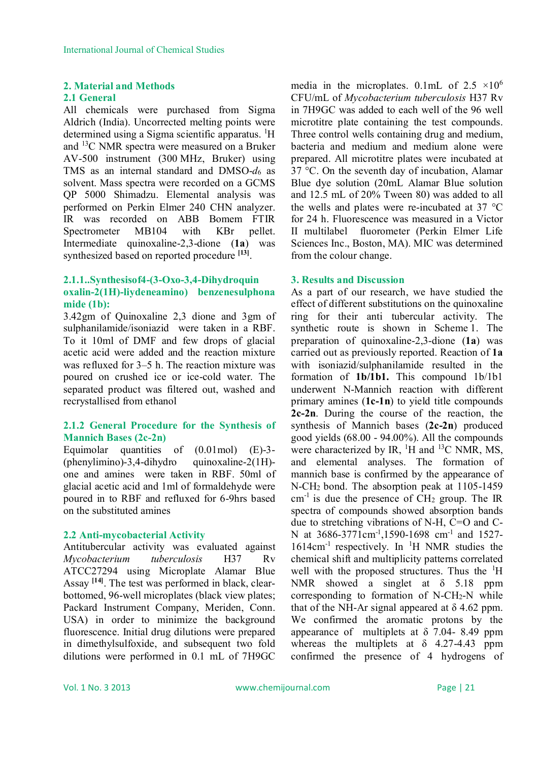## 2. Material and Methods

### 2.1 General

All chemicals were purchased from Sigma Aldrich (India). Uncorrected melting points were determined using a Sigma scientific apparatus. $^{1}$H and $^{13}$C NMR spectra were measured on a Bruker AV-500 instrument (300 MHz, Bruker) using TMS as an internal standard and DMSO-$d_6$ as solvent. Mass spectra were recorded on a GCMS QP 5000 Shimadzu. Elemental analysis was performed on Perkin Elmer 240 CHN analyzer. IR was recorded on ABB Bomem FTIR Spectrometer MB104 with KBr pellet. Intermediate quinoxaline-2,3-dione (**1a**) was synthesized based on reported procedure [13].

#### 2.1.1..Synthesisof4-(3-Oxo-3,4-Dihydroquin oxalin-2(1H)-liydeneamino) benzenesulphona mide (1b):

3.42gm of Quinoxaline 2,3 dione and 3gm of sulphanilamide/isoniazid were taken in a RBF. To it 10ml of DMF and few drops of glacial acetic acid were added and the reaction mixture was refluxed for 3–5 h. The reaction mixture was poured on crushed ice or ice-cold water. The separated product was filtered out, washed and recrystallised from ethanol

#### 2.1.2 General Procedure for the Synthesis of Mannich Bases (2c-2n)

Equimolar quantities of (0.01mol) (E)-3-(phenylimino)-3,4-dihydro quinoxaline-2(1H)-one and amines were taken in RBF. 50ml of glacial acetic acid and 1ml of formaldehyde were poured in to RBF and refluxed for 6-9hrs based on the substituted amines

### 2.2 Anti-mycobacterial Activity

Antitubercular activity was evaluated against *Mycobacterium tuberculosis* H37 Rv ATCC27294 using Microplate Alamar Blue Assay [14]. The test was performed in black, clear-bottomed, 96-well microplates (black view plates; Packard Instrument Company, Meriden, Conn. USA) in order to minimize the background fluorescence. Initial drug dilutions were prepared in dimethylsulfoxide, and subsequent two fold dilutions were performed in 0.1 mL of 7H9GC media in the microplates. 0.1mL of 2.5 $\times10^{6}$ CFU/mL of *Mycobacterium tuberculosis* H37 Rv in 7H9GC was added to each well of the 96 well microtitre plate containing the test compounds. Three control wells containing drug and medium, bacteria and medium and medium alone were prepared. All microtitre plates were incubated at 37 °C. On the seventh day of incubation, Alamar Blue dye solution (20mL Alamar Blue solution and 12.5 mL of 20% Tween 80) was added to all the wells and plates were re-incubated at 37 °C for 24 h. Fluorescence was measured in a Victor II multilabel fluorometer (Perkin Elmer Life Sciences Inc., Boston, MA). MIC was determined from the colour change.

## 3. Results and Discussion

As a part of our research, we have studied the effect of different substitutions on the quinoxaline ring for their anti tubercular activity. The synthetic route is shown in Scheme 1. The preparation of quinoxaline-2,3-dione (**1a**) was carried out as previously reported. Reaction of **1a** with isoniazid/sulphanilamide resulted in the formation of **1b/1b1.** This compound 1b/1b1 underwent N-Mannich reaction with different primary amines (**1c-1n**) to yield title compounds **2c-2n**. During the course of the reaction, the synthesis of Mannich bases (**2c-2n**) produced good yields (68.00 - 94.00%). All the compounds were characterized by IR, $^{1}$H and $^{13}$C NMR, MS, and elemental analyses. The formation of mannich base is confirmed by the appearance of N-$CH_2$ bond. The absorption peak at 1105-1459 cm$^{-1}$ is due the presence of $CH_2$ group. The IR spectra of compounds showed absorption bands due to stretching vibrations of N-H, C=O and C-N at 3686-3771cm$^{-1}$,1590-1698 cm$^{-1}$ and 1527-1614cm$^{-1}$ respectively. In $^{1}$H NMR studies the chemical shift and multiplicity patterns correlated well with the proposed structures. Thus the $^{1}$H NMR showed a singlet at δ 5.18 ppm corresponding to formation of N-$CH_2$-N while that of the NH-Ar signal appeared at δ 4.62 ppm. We confirmed the aromatic protons by the appearance of multiplets at δ 7.04- 8.49 ppm whereas the multiplets at δ 4.27-4.43 ppm confirmed the presence of 4 hydrogens of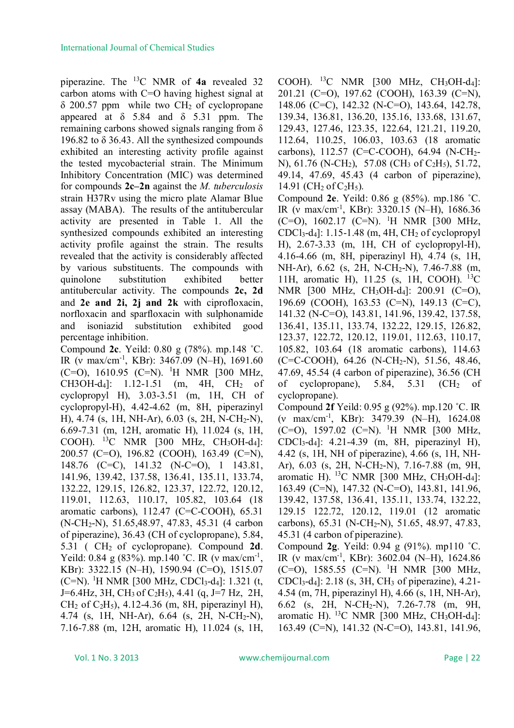piperazine. The $^{13}C$ NMR of **4a** revealed 32 carbon atoms with C=O having highest signal at δ 200.57 ppm while two $CH_2$ of cyclopropane appeared at δ 5.84 and δ 5.31 ppm. The remaining carbons showed signals ranging from δ 196.82 to δ 36.43. All the synthesized compounds exhibited an interesting activity profile against the tested mycobacterial strain. The Minimum Inhibitory Concentration (MIC) was determined for compounds **2c–2n** against the *M. tuberculosis* strain H37Rv using the micro plate Alamar Blue assay (MABA). The results of the antitubercular activity are presented in Table 1. All the synthesized compounds exhibited an interesting activity profile against the strain. The results revealed that the activity is considerably affected by various substituents. The compounds with quinolone substitution exhibited better antitubercular activity. The compounds **2c, 2d** and **2e and 2i, 2j and 2k** with ciprofloxacin, norfloxacin and sparfloxacin with sulphonamide and isoniazid substitution exhibited good percentage inhibition.

Compound **2c**. Yeild: 0.80 g (78%). mp.148 ˚C. IR (ν max/cm$^{-1}$, KBr): 3467.09 (N–H), 1691.60 (C=O), 1610.95 (C=N). $^1H$ NMR [300 MHz, $CH3OH-d_4$]: 1.12-1.51 (m, 4H, $CH_2$ of cyclopropyl H), 3.03-3.51 (m, 1H, CH of cyclopropyl-H), 4.42-4.62 (m, 8H, piperazinyl H), 4.74 (s, 1H, NH-Ar), 6.03 (s, 2H, N-$CH_2$-N), 6.69-7.31 (m, 12H, aromatic H), 11.024 (s, 1H, COOH). $^{13}C$ NMR [300 MHz, $CH_3OH-d_4$]: 200.57 (C=O), 196.82 (COOH), 163.49 (C=N), 148.76 (C=C), 141.32 (N-C=O), 1 143.81, 141.96, 139.42, 137.58, 136.41, 135.11, 133.74, 132.22, 129.15, 126.82, 123.37, 122.72, 120.12, 119.01, 112.63, 110.17, 105.82, 103.64 (18 aromatic carbons), 112.47 (C=C-COOH), 65.31 (N-$CH_2$-N), 51.65,48.97, 47.83, 45.31 (4 carbon of piperazine), 36.43 (CH of cyclopropane), 5.84, 5.31 ( $CH_2$ of cyclopropane). Compound **2d**. Yeild: 0.84 g (83%). mp.140 ˚C. IR (ν max/cm$^{-1}$, KBr): 3322.15 (N–H), 1590.94 (C=O), 1515.07 (C=N). $^1H$ NMR [300 MHz, $CDCl_3-d_4$]: 1.321 (t, J=6.4Hz, 3H, $CH_3$ of $C_2H_5$), 4.41 (q, J=7 Hz, 2H, $CH_2$ of $C_2H_5$), 4.12-4.36 (m, 8H, piperazinyl H), 4.74 (s, 1H, NH-Ar), 6.64 (s, 2H, N-$CH_2$-N), 7.16-7.88 (m, 12H, aromatic H), 11.024 (s, 1H, COOH). $^{13}C$ NMR [300 MHz, $CH_3OH-d_4$]: 201.21 (C=O), 197.62 (COOH), 163.39 (C=N), 148.06 (C=C), 142.32 (N-C=O), 143.64, 142.78, 139.34, 136.81, 136.20, 135.16, 133.68, 131.67, 129.43, 127.46, 123.35, 122.64, 121.21, 119.20, 112.64, 110.25, 106.03, 103.63 (18 aromatic carbons), 112.57 (C=C-COOH), 64.94 (N-$CH_2$-N), 61.76 (N-$CH_2$), 57.08 ($CH_3$ of $C_2H_5$), 51.72, 49.14, 47.69, 45.43 (4 carbon of piperazine), 14.91 ($CH_2$ of $C_2H_5$).

Compound **2e**. Yeild: 0.86 g (85%). mp.186 ˚C. IR (ν max/cm$^{-1}$, KBr): 3320.15 (N–H), 1686.36 (C=O), 1602.17 (C=N). $^1H$ NMR [300 MHz, $CDCl_3-d_4$]: 1.15-1.48 (m, 4H, $CH_2$ of cyclopropyl H), 2.67-3.33 (m, 1H, CH of cyclopropyl-H), 4.16-4.66 (m, 8H, piperazinyl H), 4.74 (s, 1H, NH-Ar), 6.62 (s, 2H, N-$CH_2$-N), 7.46-7.88 (m, 11H, aromatic H), 11.25 (s, 1H, COOH). $^{13}C$ NMR [300 MHz, $CH_3OH-d_4$]: 200.91 (C=O), 196.69 (COOH), 163.53 (C=N), 149.13 (C=C), 141.32 (N-C=O), 143.81, 141.96, 139.42, 137.58, 136.41, 135.11, 133.74, 132.22, 129.15, 126.82, 123.37, 122.72, 120.12, 119.01, 112.63, 110.17, 105.82, 103.64 (18 aromatic carbons), 114.63 (C=C-COOH), 64.26 (N-$CH_2$-N), 51.56, 48.46, 47.69, 45.54 (4 carbon of piperazine), 36.56 (CH of cyclopropane), 5.84, 5.31 ($CH_2$ of cyclopropane).

Compound **2f** Yeild: 0.95 g (92%). mp.120 ˚C. IR (ν max/cm$^{-1}$, KBr): 3479.39 (N–H), 1624.08 (C=O), 1597.02 (C=N). $^1H$ NMR [300 MHz, $CDCl_3-d_4$]: 4.21-4.39 (m, 8H, piperazinyl H), 4.42 (s, 1H, NH of piperazine), 4.66 (s, 1H, NH-Ar), 6.03 (s, 2H, N-$CH_2$-N), 7.16-7.88 (m, 9H, aromatic H). $^{13}C$ NMR [300 MHz, $CH_3OH-d_4$]: 163.49 (C=N), 147.32 (N-C=O), 143.81, 141.96, 139.42, 137.58, 136.41, 135.11, 133.74, 132.22, 129.15 122.72, 120.12, 119.01 (12 aromatic carbons), 65.31 (N-$CH_2$-N), 51.65, 48.97, 47.83, 45.31 (4 carbon of piperazine).

Compound **2g**. Yeild: 0.94 g (91%). mp110 ˚C. IR (ν max/cm$^{-1}$, KBr): 3602.04 (N–H), 1624.86 (C=O), 1585.55 (C=N). $^1H$ NMR [300 MHz, $CDCl_3-d_4$]: 2.18 (s, 3H, $CH_3$ of piperazine), 4.21-4.54 (m, 7H, piperazinyl H), 4.66 (s, 1H, NH-Ar), 6.62 (s, 2H, N-$CH_2$-N), 7.26-7.78 (m, 9H, aromatic H). $^{13}C$ NMR [300 MHz, $CH_3OH-d_4$]: 163.49 (C=N), 141.32 (N-C=O), 143.81, 141.96,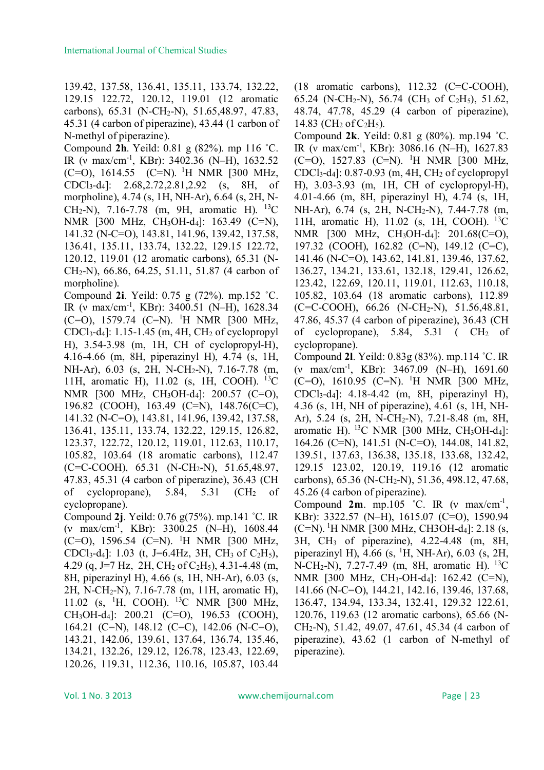139.42, 137.58, 136.41, 135.11, 133.74, 132.22, 129.15 122.72, 120.12, 119.01 (12 aromatic carbons), 65.31 (N-$CH_2$-N), 51.65,48.97, 47.83, 45.31 (4 carbon of piperazine), 43.44 (1 carbon of N-methyl of piperazine).

Compound **2h**. Yeild: 0.81 g (82%). mp 116 ˚C. IR (ν max/cm$^{-1}$, KBr): 3402.36 (N–H), 1632.52 (C=O), 1614.55 (C=N). $^1$H NMR [300 MHz, $CDCl_3$-d$_4$]: 2.68,2.72,2.81,2.92 (s, 8H, of morpholine), 4.74 (s, 1H, NH-Ar), 6.64 (s, 2H, N-$CH_2$-N), 7.16-7.78 (m, 9H, aromatic H). $^{13}$C NMR [300 MHz, $CH_3OH$-d$_4$]: 163.49 (C=N), 141.32 (N-C=O), 143.81, 141.96, 139.42, 137.58, 136.41, 135.11, 133.74, 132.22, 129.15 122.72, 120.12, 119.01 (12 aromatic carbons), 65.31 (N-$CH_2$-N), 66.86, 64.25, 51.11, 51.87 (4 carbon of morpholine).

Compound **2i**. Yeild: 0.75 g (72%). mp.152 ˚C. IR (ν max/cm$^{-1}$, KBr): 3400.51 (N–H), 1628.34 (C=O), 1579.74 (C=N). $^1$H NMR [300 MHz, $CDCl_3$-d$_4$]: 1.15-1.45 (m, 4H, $CH_2$ of cyclopropyl H), 3.54-3.98 (m, 1H, CH of cyclopropyl-H), 4.16-4.66 (m, 8H, piperazinyl H), 4.74 (s, 1H, NH-Ar), 6.03 (s, 2H, N-$CH_2$-N), 7.16-7.78 (m, 11H, aromatic H), 11.02 (s, 1H, COOH). $^{13}$C NMR [300 MHz, $CH_3OH$-d$_4$]: 200.57 (C=O), 196.82 (COOH), 163.49 (C=N), 148.76(C=C), 141.32 (N-C=O), 143.81, 141.96, 139.42, 137.58, 136.41, 135.11, 133.74, 132.22, 129.15, 126.82, 123.37, 122.72, 120.12, 119.01, 112.63, 110.17, 105.82, 103.64 (18 aromatic carbons), 112.47 (C=C-COOH), 65.31 (N-$CH_2$-N), 51.65,48.97, 47.83, 45.31 (4 carbon of piperazine), 36.43 (CH of cyclopropane), 5.84, 5.31 ($CH_2$ of cyclopropane).

Compound **2j**. Yeild: 0.76 g(75%). mp.141 ˚C. IR (ν max/cm$^{-1}$, KBr): 3300.25 (N–H), 1608.44 (C=O), 1596.54 (C=N). $^1$H NMR [300 MHz, $CDCl_3$-d$_4$]: 1.03 (t, J=6.4Hz, 3H, $CH_3$ of $C_2H_5$), 4.29 (q, J=7 Hz, 2H, $CH_2$ of $C_2H_5$), 4.31-4.48 (m, 8H, piperazinyl H), 4.66 (s, 1H, NH-Ar), 6.03 (s, 2H, N-$CH_2$-N), 7.16-7.78 (m, 11H, aromatic H), 11.02 (s, $^1$H, COOH). $^{13}$C NMR [300 MHz, $CH_3OH$-d$_4$]: 200.21 (C=O), 196.53 (COOH), 164.21 (C=N), 148.12 (C=C), 142.06 (N-C=O), 143.21, 142.06, 139.61, 137.64, 136.74, 135.46, 134.21, 132.26, 129.12, 126.78, 123.43, 122.69, 120.26, 119.31, 112.36, 110.16, 105.87, 103.44 (18 aromatic carbons), 112.32 (C=C-COOH), 65.24 (N-$CH_2$-N), 56.74 ($CH_3$ of $C_2H_5$), 51.62, 48.74, 47.78, 45.29 (4 carbon of piperazine), 14.83 ($CH_2$ of $C_2H_5$).

Compound **2k**. Yeild: 0.81 g (80%). mp.194 ˚C. IR (ν max/cm$^{-1}$, KBr): 3086.16 (N–H), 1627.83 (C=O), 1527.83 (C=N). $^1$H NMR [300 MHz, $CDCl_3$-d$_4$]: 0.87-0.93 (m, 4H, $CH_2$ of cyclopropyl H), 3.03-3.93 (m, 1H, CH of cyclopropyl-H), 4.01-4.66 (m, 8H, piperazinyl H), 4.74 (s, 1H, NH-Ar), 6.74 (s, 2H, N-$CH_2$-N), 7.44-7.78 (m, 11H, aromatic H), 11.02 (s, 1H, COOH). $^{13}$C NMR [300 MHz, $CH_3OH$-d$_4$]: 201.68(C=O), 197.32 (COOH), 162.82 (C=N), 149.12 (C=C), 141.46 (N-C=O), 143.62, 141.81, 139.46, 137.62, 136.27, 134.21, 133.61, 132.18, 129.41, 126.62, 123.42, 122.69, 120.11, 119.01, 112.63, 110.18, 105.82, 103.64 (18 aromatic carbons), 112.89 (C=C-COOH), 66.26 (N-$CH_2$-N), 51.56,48.81, 47.86, 45.37 (4 carbon of piperazine), 36.43 (CH of cyclopropane), 5.84, 5.31 ( $CH_2$ of cyclopropane).

Compound **2l**. Yeild: 0.83g (83%). mp.114 ˚C. IR (ν max/cm$^{-1}$, KBr): 3467.09 (N–H), 1691.60 (C=O), 1610.95 (C=N). $^1$H NMR [300 MHz, $CDCl_3$-d$_4$]: 4.18-4.42 (m, 8H, piperazinyl H), 4.36 (s, 1H, NH of piperazine), 4.61 (s, 1H, NH-Ar), 5.24 (s, 2H, N-$CH_2$-N), 7.21-8.48 (m, 8H, aromatic H). $^{13}$C NMR [300 MHz, $CH_3OH$-d$_4$]: 164.26 (C=N), 141.51 (N-C=O), 144.08, 141.82, 139.51, 137.63, 136.38, 135.18, 133.68, 132.42, 129.15 123.02, 120.19, 119.16 (12 aromatic carbons), 65.36 (N-$CH_2$-N), 51.36, 498.12, 47.68, 45.26 (4 carbon of piperazine).

Compound **2m**. mp.105 ˚C. IR (ν max/cm$^{-1}$, KBr): 3322.57 (N–H), 1615.07 (C=O), 1590.94 (C=N). $^1$H NMR [300 MHz, CH3OH-d$_4$]: 2.18 (s, 3H, $CH_3$ of piperazine), 4.22-4.48 (m, 8H, piperazinyl H), 4.66 (s, $^1$H, NH-Ar), 6.03 (s, 2H, N-$CH_2$-N), 7.27-7.49 (m, 8H, aromatic H). $^{13}$C NMR [300 MHz, $CH_3$-OH-d$_4$]: 162.42 (C=N), 141.66 (N-C=O), 144.21, 142.16, 139.46, 137.68, 136.47, 134.94, 133.34, 132.41, 129.32 122.61, 120.76, 119.63 (12 aromatic carbons), 65.66 (N-$CH_2$-N), 51.42, 49.07, 47.61, 45.34 (4 carbon of piperazine), 43.62 (1 carbon of N-methyl of piperazine).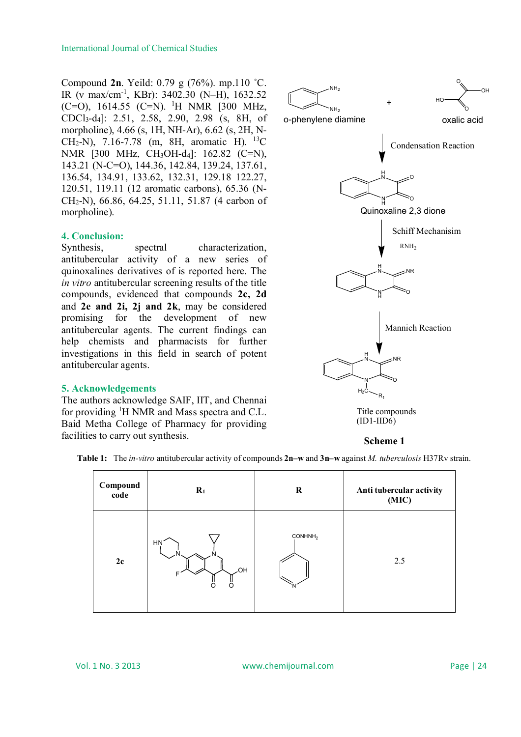Compound **2n**. Yeild: 0.79 g (76%). mp.110 ˚C. IR (ν max/cm$^{-1}$, KBr): 3402.30 (N–H), 1632.52 (C=O), 1614.55 (C=N). $^1$H NMR [300 MHz, $CDCl_3$-$d_4$]: 2.51, 2.58, 2.90, 2.98 (s, 8H, of morpholine), 4.66 (s, 1H, NH-Ar), 6.62 (s, 2H, N-$CH_2$-N), 7.16-7.78 (m, 8H, aromatic H). $^{13}$C NMR [300 MHz, $CH_3OH$-$d_4$]: 162.82 (C=N), 143.21 (N-C=O), 144.36, 142.84, 139.24, 137.61, 136.54, 134.91, 133.62, 132.31, 129.18 122.27, 120.51, 119.11 (12 aromatic carbons), 65.36 (N-$CH_2$-N), 66.86, 64.25, 51.11, 51.87 (4 carbon of morpholine).

## 4. Conclusion:

Synthesis, spectral characterization, antitubercular activity of a new series of quinoxalines derivatives of is reported here. The *in vitro* antitubercular screening results of the title compounds, evidenced that compounds **2c, 2d** and **2e and 2i, 2j and 2k**, may be considered promising for the development of new antitubercular agents. The current findings can help chemists and pharmacists for further investigations in this field in search of potent antitubercular agents.

## 5. Acknowledgements

The authors acknowledge SAIF, IIT, and Chennai for providing $^1$H NMR and Mass spectra and C.L. Baid Metha College of Pharmacy for providing facilities to carry out synthesis.

o-phenylene diamine + oxalic acid → (Condensation Reaction) → Quinoxaline 2,3 dione → (Schiff Mechanisim, $RNH_2$) → → (Mannich Reaction) → Title compounds (ID1-IID6)

**Scheme 1**

**Table 1:** The *in-vitro* antitubercular activity of compounds **2n–w** and **3n–w** against *M. tuberculosis* H37Rv strain.

| Compound code | $R_1$ | R | Anti tubercular activity (MIC) |
|---|---|---|---|
| **2c** | | CONHNH$_2$ (pyridine) | 2.5 |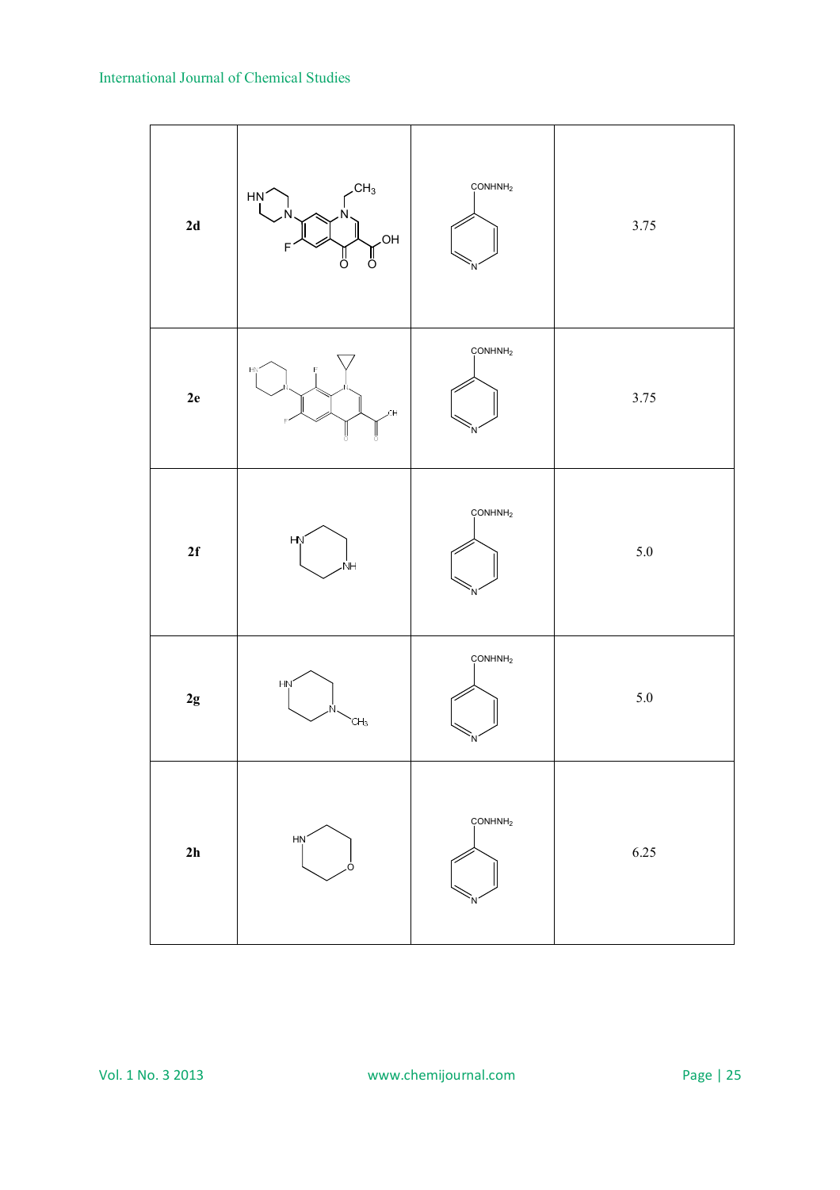| | | | |
|---|---|---|---|
| **2d** | | CONHNH$_2$ N | 3.75 |
| **2e** | | CONHNH$_2$ N | 3.75 |
| **2f** | HN NH | CONHNH$_2$ N | 5.0 |
| **2g** | HN N CH$_3$ | CONHNH$_2$ N | 5.0 |
| **2h** | HN O | CONHNH$_2$ N | 6.25 |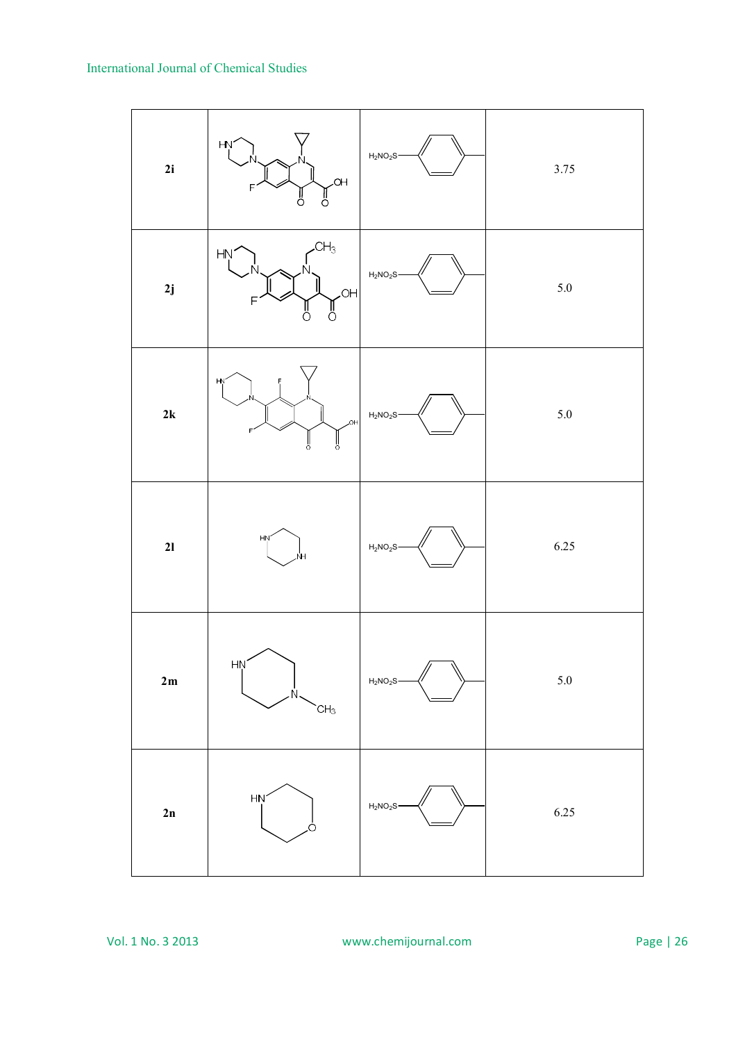| 2i | HN, N, N, F, O, O, OH | $H_2NO_2S$ | 3.75 |
|---|---|---|---|
| 2j | HN, N, N, $CH_3$, F, O, O, OH | $H_2NO_2S$ | 5.0 |
| 2k | HN, N, N, F, F, O, O, OH | $H_2NO_2S$ | 5.0 |
| 2l | HN, NH | $H_2NO_2S$ | 6.25 |
| 2m | HN, N, $CH_3$ | $H_2NO_2S$ | 5.0 |
| 2n | HN, O | $H_2NO_2S$ | 6.25 |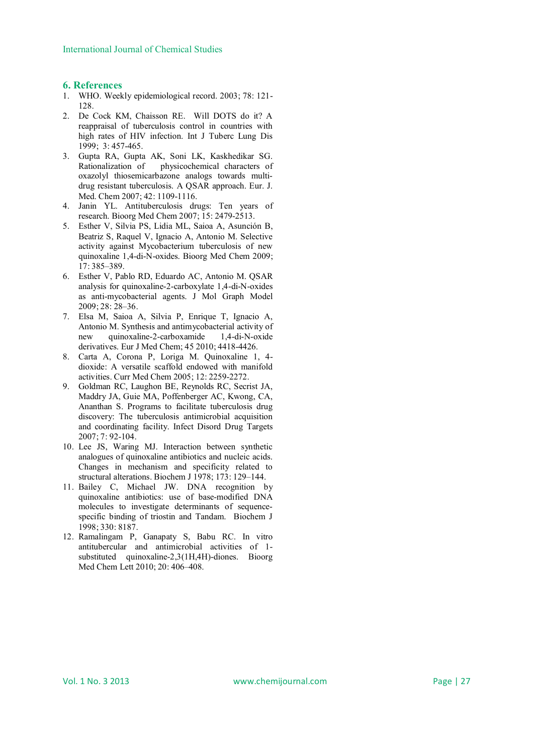## 6. References

1. WHO. Weekly epidemiological record. 2003; 78: 121-128.
2. De Cock KM, Chaisson RE. Will DOTS do it? A reappraisal of tuberculosis control in countries with high rates of HIV infection. Int J Tuberc Lung Dis 1999; 3: 457-465.
3. Gupta RA, Gupta AK, Soni LK, Kaskhedikar SG. Rationalization of physicochemical characters of oxazolyl thiosemicarbazone analogs towards multi-drug resistant tuberculosis. A QSAR approach. Eur. J. Med. Chem 2007; 42: 1109-1116.
4. Janin YL. Antituberculosis drugs: Ten years of research. Bioorg Med Chem 2007; 15: 2479-2513.
5. Esther V, Silvia PS, Lidia ML, Saioa A, Asunción B, Beatriz S, Raquel V, Ignacio A, Antonio M. Selective activity against Mycobacterium tuberculosis of new quinoxaline 1,4-di-N-oxides. Bioorg Med Chem 2009; 17: 385–389.
6. Esther V, Pablo RD, Eduardo AC, Antonio M. QSAR analysis for quinoxaline-2-carboxylate 1,4-di-N-oxides as anti-mycobacterial agents. J Mol Graph Model 2009; 28: 28–36.
7. Elsa M, Saioa A, Silvia P, Enrique T, Ignacio A, Antonio M. Synthesis and antimycobacterial activity of new quinoxaline-2-carboxamide 1,4-di-N-oxide derivatives. Eur J Med Chem; 45 2010; 4418-4426.
8. Carta A, Corona P, Loriga M. Quinoxaline 1, 4-dioxide: A versatile scaffold endowed with manifold activities. Curr Med Chem 2005; 12: 2259-2272.
9. Goldman RC, Laughon BE, Reynolds RC, Secrist JA, Maddry JA, Guie MA, Poffenberger AC, Kwong, CA, Ananthan S. Programs to facilitate tuberculosis drug discovery: The tuberculosis antimicrobial acquisition and coordinating facility. Infect Disord Drug Targets 2007; 7: 92-104.
10. Lee JS, Waring MJ. Interaction between synthetic analogues of quinoxaline antibiotics and nucleic acids. Changes in mechanism and specificity related to structural alterations. Biochem J 1978; 173: 129–144.
11. Bailey C, Michael JW. DNA recognition by quinoxaline antibiotics: use of base-modified DNA molecules to investigate determinants of sequence-specific binding of triostin and Tandam. Biochem J 1998; 330: 8187.
12. Ramalingam P, Ganapaty S, Babu RC. In vitro antitubercular and antimicrobial activities of 1-substituted quinoxaline-2,3(1H,4H)-diones. Bioorg Med Chem Lett 2010; 20: 406–408.